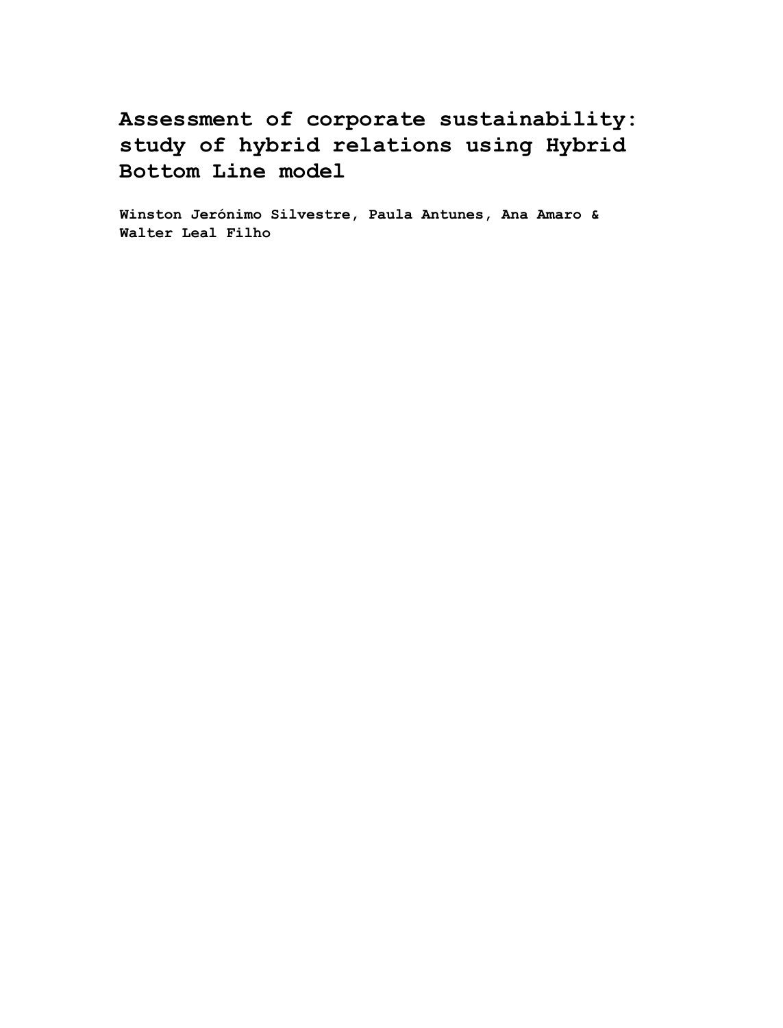# Assessment of corporate sustainability: study of hybrid relations using Hybrid Bottom Line model

**Winston Jerónimo Silvestre, Paula Antunes, Ana Amaro & Walter Leal Filho**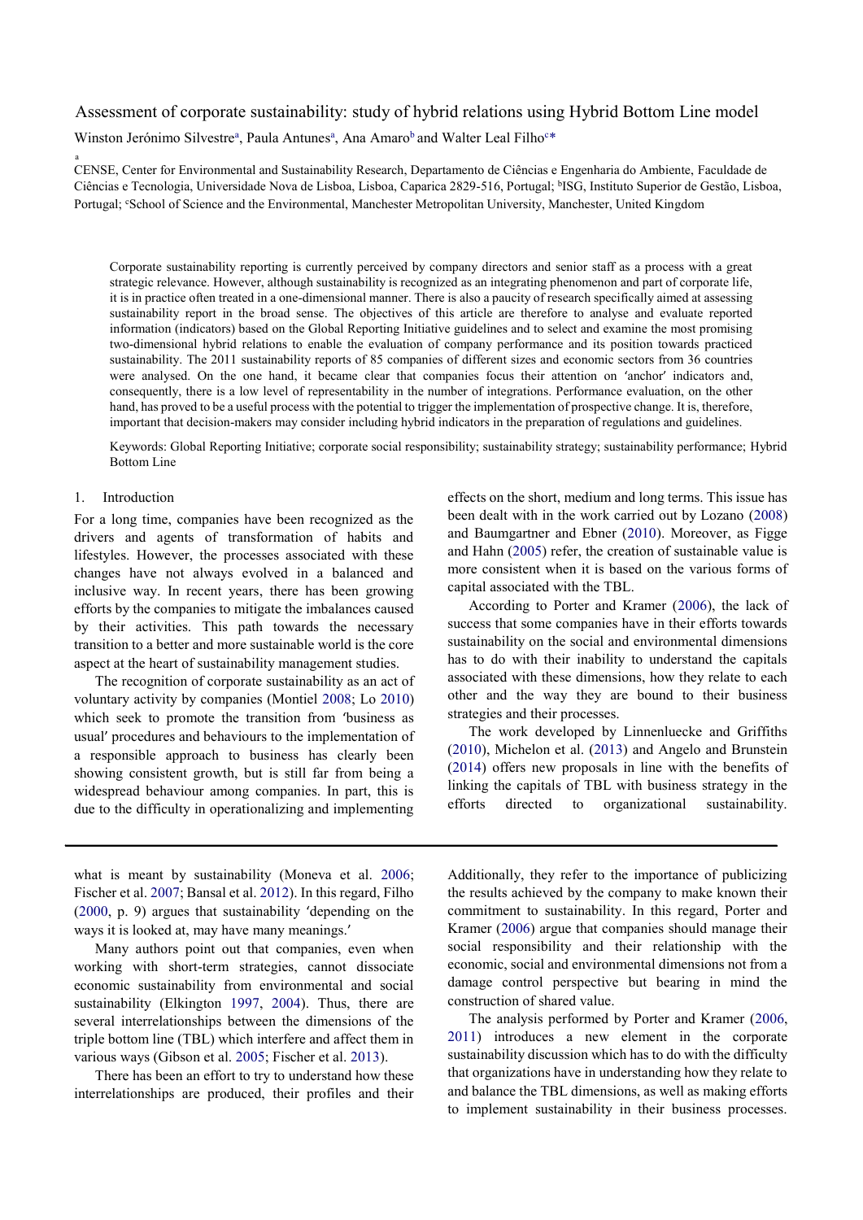# Assessment of corporate sustainability: study of hybrid relations using Hybrid Bottom Line model

Winston Jerónimo Silvestre[a], Paula Antunes[a], Ana Amaro[b] and Walter Leal Filho[c]*

[a] CENSE, Center for Environmental and Sustainability Research, Departamento de Ciências e Engenharia do Ambiente, Faculdade de Ciências e Tecnologia, Universidade Nova de Lisboa, Lisboa, Caparica 2829-516, Portugal; [b]ISG, Instituto Superior de Gestão, Lisboa, Portugal; [c]School of Science and the Environmental, Manchester Metropolitan University, Manchester, United Kingdom

Corporate sustainability reporting is currently perceived by company directors and senior staff as a process with a great strategic relevance. However, although sustainability is recognized as an integrating phenomenon and part of corporate life, it is in practice often treated in a one-dimensional manner. There is also a paucity of research specifically aimed at assessing sustainability report in the broad sense. The objectives of this article are therefore to analyse and evaluate reported information (indicators) based on the Global Reporting Initiative guidelines and to select and examine the most promising two-dimensional hybrid relations to enable the evaluation of company performance and its position towards practiced sustainability. The 2011 sustainability reports of 85 companies of different sizes and economic sectors from 36 countries were analysed. On the one hand, it became clear that companies focus their attention on ′anchor′ indicators and, consequently, there is a low level of representability in the number of integrations. Performance evaluation, on the other hand, has proved to be a useful process with the potential to trigger the implementation of prospective change. It is, therefore, important that decision-makers may consider including hybrid indicators in the preparation of regulations and guidelines.

Keywords: Global Reporting Initiative; corporate social responsibility; sustainability strategy; sustainability performance; Hybrid Bottom Line

## 1. Introduction

For a long time, companies have been recognized as the drivers and agents of transformation of habits and lifestyles. However, the processes associated with these changes have not always evolved in a balanced and inclusive way. In recent years, there has been growing efforts by the companies to mitigate the imbalances caused by their activities. This path towards the necessary transition to a better and more sustainable world is the core aspect at the heart of sustainability management studies.

The recognition of corporate sustainability as an act of voluntary activity by companies (Montiel 2008; Lo 2010) which seek to promote the transition from ′business as usual′ procedures and behaviours to the implementation of a responsible approach to business has clearly been showing consistent growth, but is still far from being a widespread behaviour among companies. In part, this is due to the difficulty in operationalizing and implementing what is meant by sustainability (Moneva et al. 2006; Fischer et al. 2007; Bansal et al. 2012). In this regard, Filho (2000, p. 9) argues that sustainability ′depending on the ways it is looked at, may have many meanings.′

Many authors point out that companies, even when working with short-term strategies, cannot dissociate economic sustainability from environmental and social sustainability (Elkington 1997, 2004). Thus, there are several interrelationships between the dimensions of the triple bottom line (TBL) which interfere and affect them in various ways (Gibson et al. 2005; Fischer et al. 2013).

There has been an effort to try to understand how these interrelationships are produced, their profiles and their effects on the short, medium and long terms. This issue has been dealt with in the work carried out by Lozano (2008) and Baumgartner and Ebner (2010). Moreover, as Figge and Hahn (2005) refer, the creation of sustainable value is more consistent when it is based on the various forms of capital associated with the TBL.

According to Porter and Kramer (2006), the lack of success that some companies have in their efforts towards sustainability on the social and environmental dimensions has to do with their inability to understand the capitals associated with these dimensions, how they relate to each other and the way they are bound to their business strategies and their processes.

The work developed by Linnenluecke and Griffiths (2010), Michelon et al. (2013) and Angelo and Brunstein (2014) offers new proposals in line with the benefits of linking the capitals of TBL with business strategy in the efforts directed to organizational sustainability. Additionally, they refer to the importance of publicizing the results achieved by the company to make known their commitment to sustainability. In this regard, Porter and Kramer (2006) argue that companies should manage their social responsibility and their relationship with the economic, social and environmental dimensions not from a damage control perspective but bearing in mind the construction of shared value.

The analysis performed by Porter and Kramer (2006, 2011) introduces a new element in the corporate sustainability discussion which has to do with the difficulty that organizations have in understanding how they relate to and balance the TBL dimensions, as well as making efforts to implement sustainability in their business processes.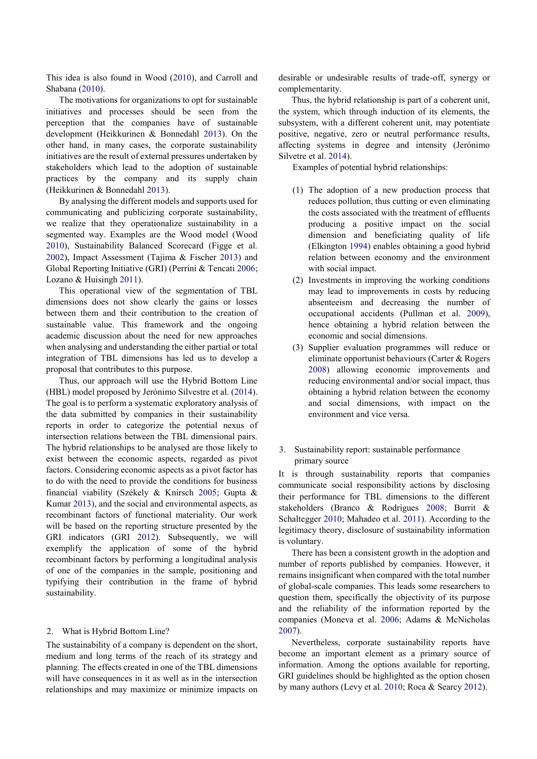This idea is also found in Wood (2010), and Carroll and Shabana (2010).

The motivations for organizations to opt for sustainable initiatives and processes should be seen from the perception that the companies have of sustainable development (Heikkurinen & Bonnedahl 2013). On the other hand, in many cases, the corporate sustainability initiatives are the result of external pressures undertaken by stakeholders which lead to the adoption of sustainable practices by the company and its supply chain (Heikkurinen & Bonnedahl 2013).

By analysing the different models and supports used for communicating and publicizing corporate sustainability, we realize that they operationalize sustainability in a segmented way. Examples are the Wood model (Wood 2010), Sustainability Balanced Scorecard (Figge et al. 2002), Impact Assessment (Tajima & Fischer 2013) and Global Reporting Initiative (GRI) (Perrini & Tencati 2006; Lozano & Huisingh 2011).

This operational view of the segmentation of TBL dimensions does not show clearly the gains or losses between them and their contribution to the creation of sustainable value. This framework and the ongoing academic discussion about the need for new approaches when analysing and understanding the either partial or total integration of TBL dimensions has led us to develop a proposal that contributes to this purpose.

Thus, our approach will use the Hybrid Bottom Line (HBL) model proposed by Jerónimo Silvestre et al. (2014). The goal is to perform a systematic exploratory analysis of the data submitted by companies in their sustainability reports in order to categorize the potential nexus of intersection relations between the TBL dimensional pairs. The hybrid relationships to be analysed are those likely to exist between the economic aspects, regarded as pivot factors. Considering economic aspects as a pivot factor has to do with the need to provide the conditions for business financial viability (Székely & Knirsch 2005; Gupta & Kumar 2013), and the social and environmental aspects, as recombinant factors of functional materiality. Our work will be based on the reporting structure presented by the GRI indicators (GRI 2012). Subsequently, we will exemplify the application of some of the hybrid recombinant factors by performing a longitudinal analysis of one of the companies in the sample, positioning and typifying their contribution in the frame of hybrid sustainability.

## 2. What is Hybrid Bottom Line?

The sustainability of a company is dependent on the short, medium and long terms of the reach of its strategy and planning. The effects created in one of the TBL dimensions will have consequences in it as well as in the intersection relationships and may maximize or minimize impacts on desirable or undesirable results of trade-off, synergy or complementarity.

Thus, the hybrid relationship is part of a coherent unit, the system, which through induction of its elements, the subsystem, with a different coherent unit, may potentiate positive, negative, zero or neutral performance results, affecting systems in degree and intensity (Jerónimo Silvetre et al. 2014).

Examples of potential hybrid relationships:

(1) The adoption of a new production process that reduces pollution, thus cutting or even eliminating the costs associated with the treatment of effluents producing a positive impact on the social dimension and beneficiating quality of life (Elkington 1994) enables obtaining a good hybrid relation between economy and the environment with social impact.

(2) Investments in improving the working conditions may lead to improvements in costs by reducing absenteeism and decreasing the number of occupational accidents (Pullman et al. 2009), hence obtaining a hybrid relation between the economic and social dimensions.

(3) Supplier evaluation programmes will reduce or eliminate opportunist behaviours (Carter & Rogers 2008) allowing economic improvements and reducing environmental and/or social impact, thus obtaining a hybrid relation between the economy and social dimensions, with impact on the environment and vice versa.

## 3. Sustainability report: sustainable performance primary source

It is through sustainability reports that companies communicate social responsibility actions by disclosing their performance for TBL dimensions to the different stakeholders (Branco & Rodrigues 2008; Burrit & Schaltegger 2010; Mahadeo et al. 2011). According to the legitimacy theory, disclosure of sustainability information is voluntary.

There has been a consistent growth in the adoption and number of reports published by companies. However, it remains insignificant when compared with the total number of global-scale companies. This leads some researchers to question them, specifically the objectivity of its purpose and the reliability of the information reported by the companies (Moneva et al. 2006; Adams & McNicholas 2007).

Nevertheless, corporate sustainability reports have become an important element as a primary source of information. Among the options available for reporting, GRI guidelines should be highlighted as the option chosen by many authors (Levy et al. 2010; Roca & Searcy 2012).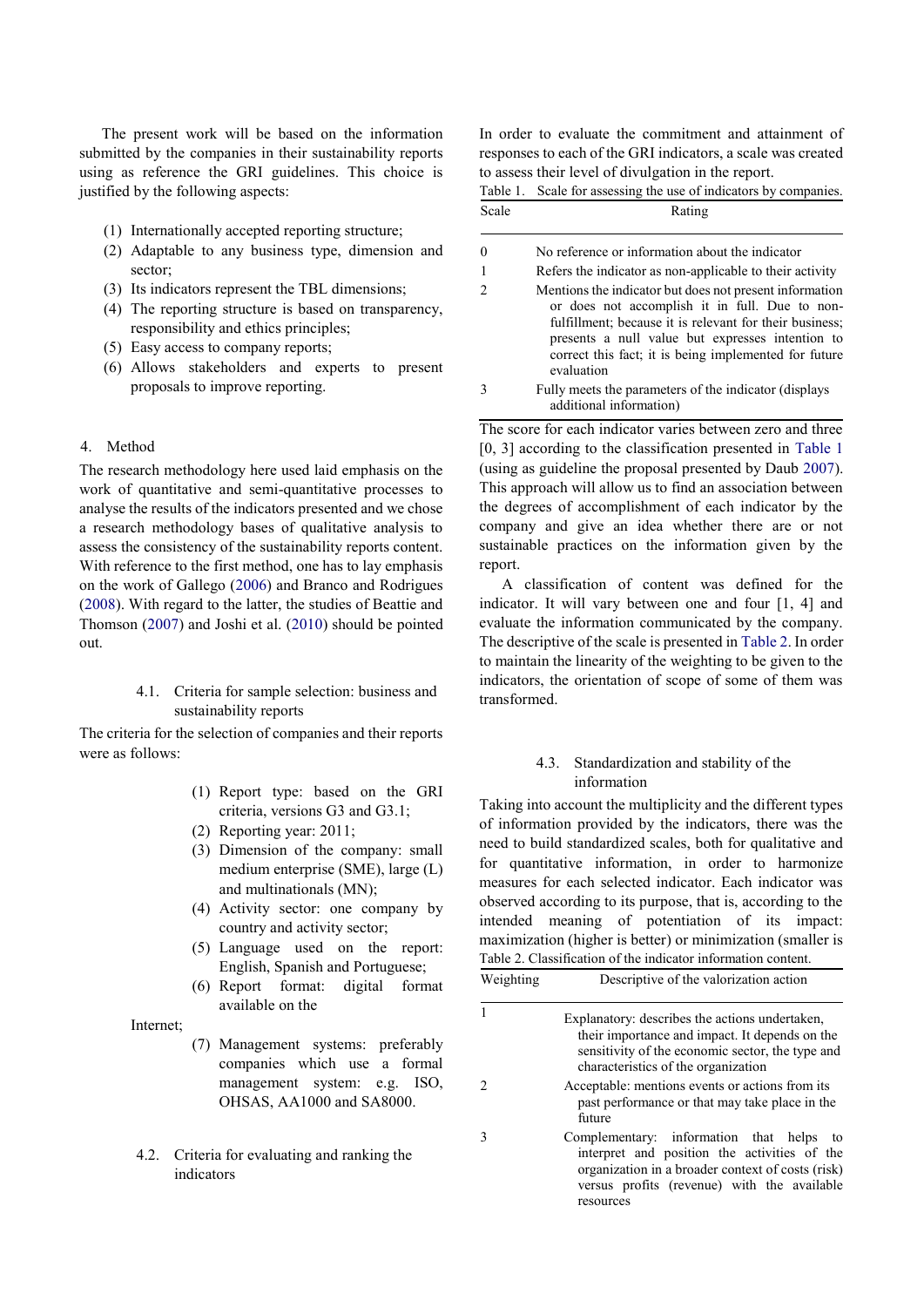The present work will be based on the information submitted by the companies in their sustainability reports using as reference the GRI guidelines. This choice is justified by the following aspects:

(1) Internationally accepted reporting structure;
(2) Adaptable to any business type, dimension and sector;
(3) Its indicators represent the TBL dimensions;
(4) The reporting structure is based on transparency, responsibility and ethics principles;
(5) Easy access to company reports;
(6) Allows stakeholders and experts to present proposals to improve reporting.

## 4. Method

The research methodology here used laid emphasis on the work of quantitative and semi-quantitative processes to analyse the results of the indicators presented and we chose a research methodology bases of qualitative analysis to assess the consistency of the sustainability reports content. With reference to the first method, one has to lay emphasis on the work of Gallego (2006) and Branco and Rodrigues (2008). With regard to the latter, the studies of Beattie and Thomson (2007) and Joshi et al. (2010) should be pointed out.

### 4.1. Criteria for sample selection: business and sustainability reports

The criteria for the selection of companies and their reports were as follows:

(1) Report type: based on the GRI criteria, versions G3 and G3.1;
(2) Reporting year: 2011;
(3) Dimension of the company: small medium enterprise (SME), large (L) and multinationals (MN);
(4) Activity sector: one company by country and activity sector;
(5) Language used on the report: English, Spanish and Portuguese;
(6) Report format: digital format available on the Internet;
(7) Management systems: preferably companies which use a formal management system: e.g. ISO, OHSAS, AA1000 and SA8000.

### 4.2. Criteria for evaluating and ranking the indicators

In order to evaluate the commitment and attainment of responses to each of the GRI indicators, a scale was created to assess their level of divulgation in the report.

Table 1. Scale for assessing the use of indicators by companies.

| Scale | Rating |
|---|---|
| 0 | No reference or information about the indicator |
| 1 | Refers the indicator as non-applicable to their activity |
| 2 | Mentions the indicator but does not present information or does not accomplish it in full. Due to non-fulfillment; because it is relevant for their business; presents a null value but expresses intention to correct this fact; it is being implemented for future evaluation |
| 3 | Fully meets the parameters of the indicator (displays additional information) |

The score for each indicator varies between zero and three [0, 3] according to the classification presented in Table 1 (using as guideline the proposal presented by Daub 2007). This approach will allow us to find an association between the degrees of accomplishment of each indicator by the company and give an idea whether there are or not sustainable practices on the information given by the report.

A classification of content was defined for the indicator. It will vary between one and four [1, 4] and evaluate the information communicated by the company. The descriptive of the scale is presented in Table 2. In order to maintain the linearity of the weighting to be given to the indicators, the orientation of scope of some of them was transformed.

### 4.3. Standardization and stability of the information

Taking into account the multiplicity and the different types of information provided by the indicators, there was the need to build standardized scales, both for qualitative and for quantitative information, in order to harmonize measures for each selected indicator. Each indicator was observed according to its purpose, that is, according to the intended meaning of potentiation of its impact: maximization (higher is better) or minimization (smaller is

Table 2. Classification of the indicator information content.

| Weighting | Descriptive of the valorization action |
|---|---|
| 1 | Explanatory: describes the actions undertaken, their importance and impact. It depends on the sensitivity of the economic sector, the type and characteristics of the organization |
| 2 | Acceptable: mentions events or actions from its past performance or that may take place in the future |
| 3 | Complementary: information that helps to interpret and position the activities of the organization in a broader context of costs (risk) versus profits (revenue) with the available resources |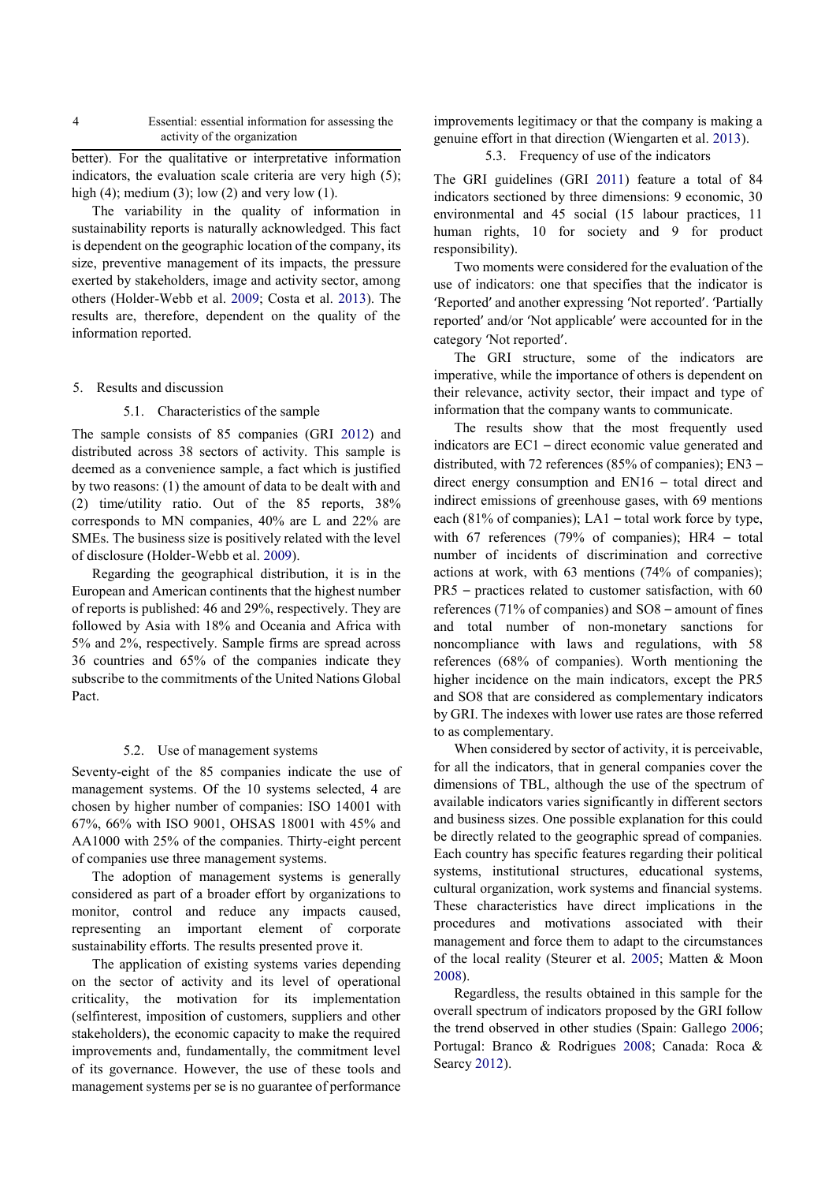| 4 | Essential: essential information for assessing the activity of the organization |
|---|---|

better). For the qualitative or interpretative information indicators, the evaluation scale criteria are very high (5); high (4); medium (3); low (2) and very low (1).

The variability in the quality of information in sustainability reports is naturally acknowledged. This fact is dependent on the geographic location of the company, its size, preventive management of its impacts, the pressure exerted by stakeholders, image and activity sector, among others (Holder-Webb et al. 2009; Costa et al. 2013). The results are, therefore, dependent on the quality of the information reported.

## 5. Results and discussion

### 5.1. Characteristics of the sample

The sample consists of 85 companies (GRI 2012) and distributed across 38 sectors of activity. This sample is deemed as a convenience sample, a fact which is justified by two reasons: (1) the amount of data to be dealt with and (2) time/utility ratio. Out of the 85 reports, 38% corresponds to MN companies, 40% are L and 22% are SMEs. The business size is positively related with the level of disclosure (Holder-Webb et al. 2009).

Regarding the geographical distribution, it is in the European and American continents that the highest number of reports is published: 46 and 29%, respectively. They are followed by Asia with 18% and Oceania and Africa with 5% and 2%, respectively. Sample firms are spread across 36 countries and 65% of the companies indicate they subscribe to the commitments of the United Nations Global Pact.

### 5.2. Use of management systems

Seventy-eight of the 85 companies indicate the use of management systems. Of the 10 systems selected, 4 are chosen by higher number of companies: ISO 14001 with 67%, 66% with ISO 9001, OHSAS 18001 with 45% and AA1000 with 25% of the companies. Thirty-eight percent of companies use three management systems.

The adoption of management systems is generally considered as part of a broader effort by organizations to monitor, control and reduce any impacts caused, representing an important element of corporate sustainability efforts. The results presented prove it.

The application of existing systems varies depending on the sector of activity and its level of operational criticality, the motivation for its implementation (selfinterest, imposition of customers, suppliers and other stakeholders), the economic capacity to make the required improvements and, fundamentally, the commitment level of its governance. However, the use of these tools and management systems per se is no guarantee of performance improvements legitimacy or that the company is making a genuine effort in that direction (Wiengarten et al. 2013).

### 5.3. Frequency of use of the indicators

The GRI guidelines (GRI 2011) feature a total of 84 indicators sectioned by three dimensions: 9 economic, 30 environmental and 45 social (15 labour practices, 11 human rights, 10 for society and 9 for product responsibility).

Two moments were considered for the evaluation of the use of indicators: one that specifies that the indicator is 'Reported' and another expressing 'Not reported'. 'Partially reported' and/or 'Not applicable' were accounted for in the category 'Not reported'.

The GRI structure, some of the indicators are imperative, while the importance of others is dependent on their relevance, activity sector, their impact and type of information that the company wants to communicate.

The results show that the most frequently used indicators are EC1 – direct economic value generated and distributed, with 72 references (85% of companies); EN3 – direct energy consumption and EN16 – total direct and indirect emissions of greenhouse gases, with 69 mentions each (81% of companies); LA1 – total work force by type, with 67 references (79% of companies); HR4 – total number of incidents of discrimination and corrective actions at work, with 63 mentions (74% of companies); PR5 – practices related to customer satisfaction, with 60 references (71% of companies) and SO8 – amount of fines and total number of non-monetary sanctions for noncompliance with laws and regulations, with 58 references (68% of companies). Worth mentioning the higher incidence on the main indicators, except the PR5 and SO8 that are considered as complementary indicators by GRI. The indexes with lower use rates are those referred to as complementary.

When considered by sector of activity, it is perceivable, for all the indicators, that in general companies cover the dimensions of TBL, although the use of the spectrum of available indicators varies significantly in different sectors and business sizes. One possible explanation for this could be directly related to the geographic spread of companies. Each country has specific features regarding their political systems, institutional structures, educational systems, cultural organization, work systems and financial systems. These characteristics have direct implications in the procedures and motivations associated with their management and force them to adapt to the circumstances of the local reality (Steurer et al. 2005; Matten & Moon 2008).

Regardless, the results obtained in this sample for the overall spectrum of indicators proposed by the GRI follow the trend observed in other studies (Spain: Gallego 2006; Portugal: Branco & Rodrigues 2008; Canada: Roca & Searcy 2012).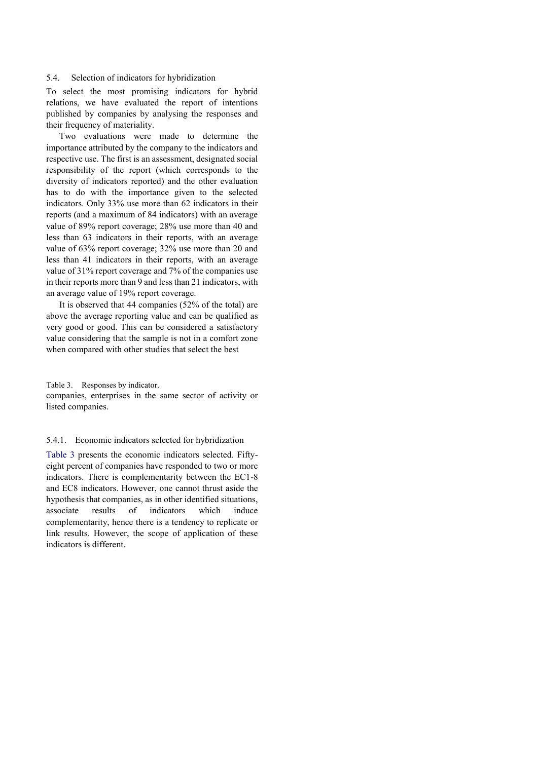### 5.4. Selection of indicators for hybridization

To select the most promising indicators for hybrid relations, we have evaluated the report of intentions published by companies by analysing the responses and their frequency of materiality.

Two evaluations were made to determine the importance attributed by the company to the indicators and respective use. The first is an assessment, designated social responsibility of the report (which corresponds to the diversity of indicators reported) and the other evaluation has to do with the importance given to the selected indicators. Only 33% use more than 62 indicators in their reports (and a maximum of 84 indicators) with an average value of 89% report coverage; 28% use more than 40 and less than 63 indicators in their reports, with an average value of 63% report coverage; 32% use more than 20 and less than 41 indicators in their reports, with an average value of 31% report coverage and 7% of the companies use in their reports more than 9 and less than 21 indicators, with an average value of 19% report coverage.

It is observed that 44 companies (52% of the total) are above the average reporting value and can be qualified as very good or good. This can be considered a satisfactory value considering that the sample is not in a comfort zone when compared with other studies that select the best companies, enterprises in the same sector of activity or listed companies.

Table 3. Responses by indicator.

#### 5.4.1. Economic indicators selected for hybridization

Table 3 presents the economic indicators selected. Fifty-eight percent of companies have responded to two or more indicators. There is complementarity between the EC1-8 and EC8 indicators. However, one cannot thrust aside the hypothesis that companies, as in other identified situations, associate results of indicators which induce complementarity, hence there is a tendency to replicate or link results. However, the scope of application of these indicators is different.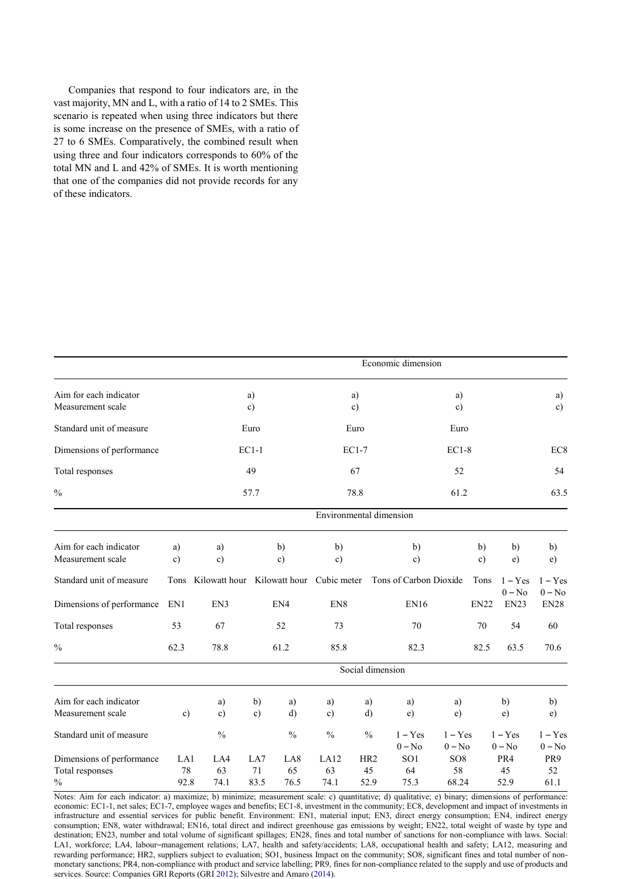Companies that respond to four indicators are, in the vast majority, MN and L, with a ratio of 14 to 2 SMEs. This scenario is repeated when using three indicators but there is some increase on the presence of SMEs, with a ratio of 27 to 6 SMEs. Comparatively, the combined result when using three and four indicators corresponds to 60% of the total MN and L and 42% of SMEs. It is worth mentioning that one of the companies did not provide records for any of these indicators.

| | Economic dimension | | | |
|---|---|---|---|---|
| Aim for each indicator | a) | a) | a) | a) |
| Measurement scale | c) | c) | c) | c) |
| Standard unit of measure | Euro | Euro | Euro | |
| Dimensions of performance | EC1-1 | EC1-7 | EC1-8 | EC8 |
| Total responses | 49 | 67 | 52 | 54 |
| % | 57.7 | 78.8 | 61.2 | 63.5 |

| | Environmental dimension | | | | | | | |
|---|---|---|---|---|---|---|---|---|
| Aim for each indicator | a) | a) | b) | b) | b) | b) | b) | b) |
| Measurement scale | c) | c) | c) | c) | c) | c) | e) | e) |
| Standard unit of measure | Tons | Kilowatt hour | Kilowatt hour | Cubic meter | Tons of Carbon Dioxide | Tons | 1 – Yes 0 – No | 1 – Yes 0 – No |
| Dimensions of performance | EN1 | EN3 | EN4 | EN8 | EN16 | EN22 | EN23 | EN28 |
| Total responses | 53 | 67 | 52 | 73 | 70 | 70 | 54 | 60 |
| % | 62.3 | 78.8 | 61.2 | 85.8 | 82.3 | 82.5 | 63.5 | 70.6 |

| | Social dimension | | | | | | | | | |
|---|---|---|---|---|---|---|---|---|---|---|
| Aim for each indicator | | a) | b) | a) | a) | a) | a) | a) | b) | b) |
| Measurement scale | c) | c) | c) | d) | c) | d) | e) | e) | e) | e) |
| Standard unit of measure | | % | | % | % | % | 1 – Yes 0 – No | 1 – Yes 0 – No | 1 – Yes 0 – No | 1 – Yes 0 – No |
| Dimensions of performance | LA1 | LA4 | LA7 | LA8 | LA12 | HR2 | SO1 | SO8 | PR4 | PR9 |
| Total responses | 78 | 63 | 71 | 65 | 63 | 45 | 64 | 58 | 45 | 52 |
| % | 92.8 | 74.1 | 83.5 | 76.5 | 74.1 | 52.9 | 75.3 | 68.24 | 52.9 | 61.1 |

Notes: Aim for each indicator: a) maximize; b) minimize; measurement scale: c) quantitative; d) qualitative; e) binary; dimensions of performance: economic: EC1-1, net sales; EC1-7, employee wages and benefits; EC1-8, investment in the community; EC8, development and impact of investments in infrastructure and essential services for public benefit. Environment: EN1, material input; EN3, direct energy consumption; EN4, indirect energy consumption; EN8, water withdrawal; EN16, total direct and indirect greenhouse gas emissions by weight; EN22, total weight of waste by type and destination; EN23, number and total volume of significant spillages; EN28, fines and total number of sanctions for non-compliance with laws. Social: LA1, workforce; LA4, labour–management relations; LA7, health and safety/accidents; LA8, occupational health and safety; LA12, measuring and rewarding performance; HR2, suppliers subject to evaluation; SO1, business Impact on the community; SO8, significant fines and total number of non-monetary sanctions; PR4, non-compliance with product and service labelling; PR9, fines for non-compliance related to the supply and use of products and services. Source: Companies GRI Reports (GRI 2012); Silvestre and Amaro (2014).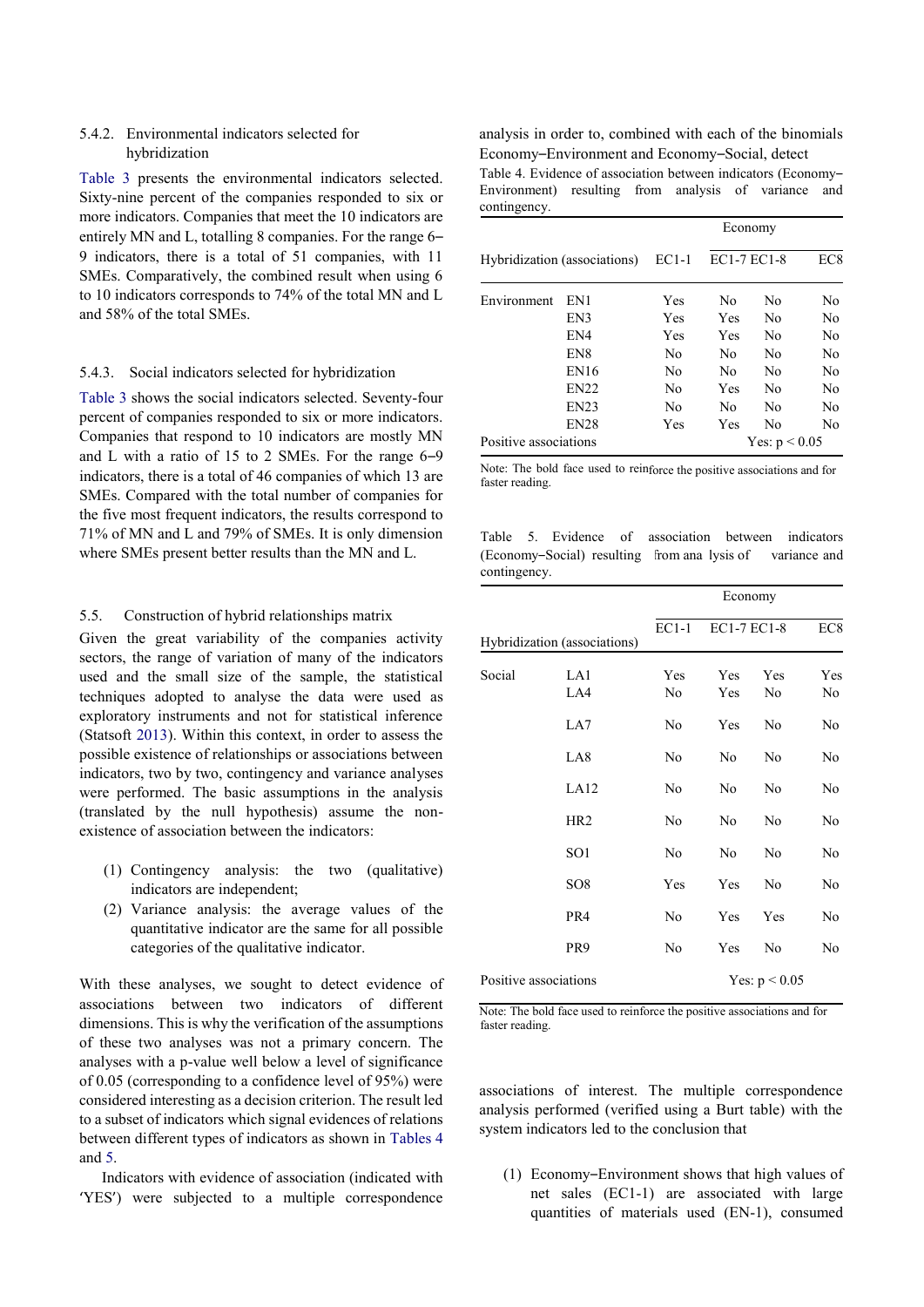### 5.4.2. Environmental indicators selected for hybridization

Table 3 presents the environmental indicators selected. Sixty-nine percent of the companies responded to six or more indicators. Companies that meet the 10 indicators are entirely MN and L, totalling 8 companies. For the range 6–9 indicators, there is a total of 51 companies, with 11 SMEs. Comparatively, the combined result when using 6 to 10 indicators corresponds to 74% of the total MN and L and 58% of the total SMEs.

### 5.4.3. Social indicators selected for hybridization

Table 3 shows the social indicators selected. Seventy-four percent of companies responded to six or more indicators. Companies that respond to 10 indicators are mostly MN and L with a ratio of 15 to 2 SMEs. For the range 6–9 indicators, there is a total of 46 companies of which 13 are SMEs. Compared with the total number of companies for the five most frequent indicators, the results correspond to 71% of MN and L and 79% of SMEs. It is only dimension where SMEs present better results than the MN and L.

## 5.5. Construction of hybrid relationships matrix

Given the great variability of the companies activity sectors, the range of variation of many of the indicators used and the small size of the sample, the statistical techniques adopted to analyse the data were used as exploratory instruments and not for statistical inference (Statsoft 2013). Within this context, in order to assess the possible existence of relationships or associations between indicators, two by two, contingency and variance analyses were performed. The basic assumptions in the analysis (translated by the null hypothesis) assume the non-existence of association between the indicators:

1. Contingency analysis: the two (qualitative) indicators are independent;
2. Variance analysis: the average values of the quantitative indicator are the same for all possible categories of the qualitative indicator.

With these analyses, we sought to detect evidence of associations between two indicators of different dimensions. This is why the verification of the assumptions of these two analyses was not a primary concern. The analyses with a p-value well below a level of significance of 0.05 (corresponding to a confidence level of 95%) were considered interesting as a decision criterion. The result led to a subset of indicators which signal evidences of relations between different types of indicators as shown in Tables 4 and 5.

Indicators with evidence of association (indicated with 'YES') were subjected to a multiple correspondence analysis in order to, combined with each of the binomials Economy–Environment and Economy–Social, detect associations of interest. The multiple correspondence analysis performed (verified using a Burt table) with the system indicators led to the conclusion that

Table 4. Evidence of association between indicators (Economy–Environment) resulting from analysis of variance and contingency.

| Hybridization (associations) | | Economy | | | |
|---|---|---|---|---|---|
| | | EC1-1 | EC1-7 | EC1-8 | EC8 |
| Environment | EN1 | **Yes** | No | No | No |
| | EN3 | **Yes** | **Yes** | No | No |
| | EN4 | **Yes** | **Yes** | No | No |
| | EN8 | No | No | No | No |
| | EN16 | No | No | No | No |
| | EN22 | No | **Yes** | No | No |
| | EN23 | No | No | No | No |
| | EN28 | **Yes** | **Yes** | No | No |
| Positive associations | | Yes: $p < 0.05$ | | | |

Note: The bold face used to reinforce the positive associations and for faster reading.

Table 5. Evidence of association between indicators (Economy–Social) resulting from analysis of variance and contingency.

| Hybridization (associations) | | Economy | | | |
|---|---|---|---|---|---|
| | | EC1-1 | EC1-7 | EC1-8 | EC8 |
| Social | LA1 | **Yes** | **Yes** | **Yes** | **Yes** |
| | LA4 | No | **Yes** | No | No |
| | LA7 | No | **Yes** | No | No |
| | LA8 | No | No | No | No |
| | LA12 | No | No | No | No |
| | HR2 | No | No | No | No |
| | SO1 | No | No | No | No |
| | SO8 | **Yes** | **Yes** | No | No |
| | PR4 | No | **Yes** | **Yes** | No |
| | PR9 | No | **Yes** | No | No |
| Positive associations | | Yes: $p < 0.05$ | | | |

Note: The bold face used to reinforce the positive associations and for faster reading.

1. Economy–Environment shows that high values of net sales (EC1-1) are associated with large quantities of materials used (EN-1), consumed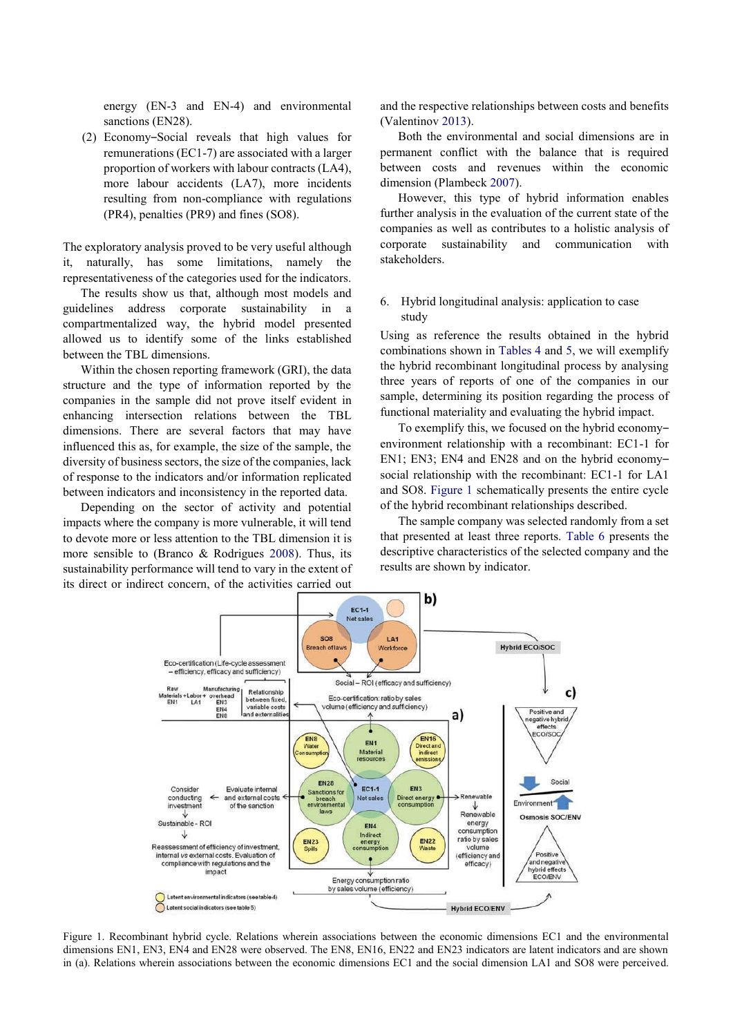energy (EN-3 and EN-4) and environmental sanctions (EN28).

(2) Economy–Social reveals that high values for remunerations (EC1-7) are associated with a larger proportion of workers with labour contracts (LA4), more labour accidents (LA7), more incidents resulting from non-compliance with regulations (PR4), penalties (PR9) and fines (SO8).

The exploratory analysis proved to be very useful although it, naturally, has some limitations, namely the representativeness of the categories used for the indicators.

The results show us that, although most models and guidelines address corporate sustainability in a compartmentalized way, the hybrid model presented allowed us to identify some of the links established between the TBL dimensions.

Within the chosen reporting framework (GRI), the data structure and the type of information reported by the companies in the sample did not prove itself evident in enhancing intersection relations between the TBL dimensions. There are several factors that may have influenced this as, for example, the size of the sample, the diversity of business sectors, the size of the companies, lack of response to the indicators and/or information replicated between indicators and inconsistency in the reported data.

Depending on the sector of activity and potential impacts where the company is more vulnerable, it will tend to devote more or less attention to the TBL dimension it is more sensible to (Branco & Rodrigues 2008). Thus, its sustainability performance will tend to vary in the extent of its direct or indirect concern, of the activities carried out and the respective relationships between costs and benefits (Valentinov 2013).

Both the environmental and social dimensions are in permanent conflict with the balance that is required between costs and revenues within the economic dimension (Plambeck 2007).

However, this type of hybrid information enables further analysis in the evaluation of the current state of the companies as well as contributes to a holistic analysis of corporate sustainability and communication with stakeholders.

## 6. Hybrid longitudinal analysis: application to case study

Using as reference the results obtained in the hybrid combinations shown in Tables 4 and 5, we will exemplify the hybrid recombinant longitudinal process by analysing three years of reports of one of the companies in our sample, determining its position regarding the process of functional materiality and evaluating the hybrid impact.

To exemplify this, we focused on the hybrid economy–environment relationship with a recombinant: EC1-1 for EN1; EN3; EN4 and EN28 and on the hybrid economy–social relationship with the recombinant: EC1-1 for LA1 and SO8. Figure 1 schematically presents the entire cycle of the hybrid recombinant relationships described.

The sample company was selected randomly from a set that presented at least three reports. Table 6 presents the descriptive characteristics of the selected company and the results are shown by indicator.

Figure 1. Recombinant hybrid cycle. Relations wherein associations between the economic dimensions EC1 and the environmental dimensions EN1, EN3, EN4 and EN28 were observed. The EN8, EN16, EN22 and EN23 indicators are latent indicators and are shown in (a). Relations wherein associations between the economic dimensions EC1 and the social dimension LA1 and SO8 were perceived.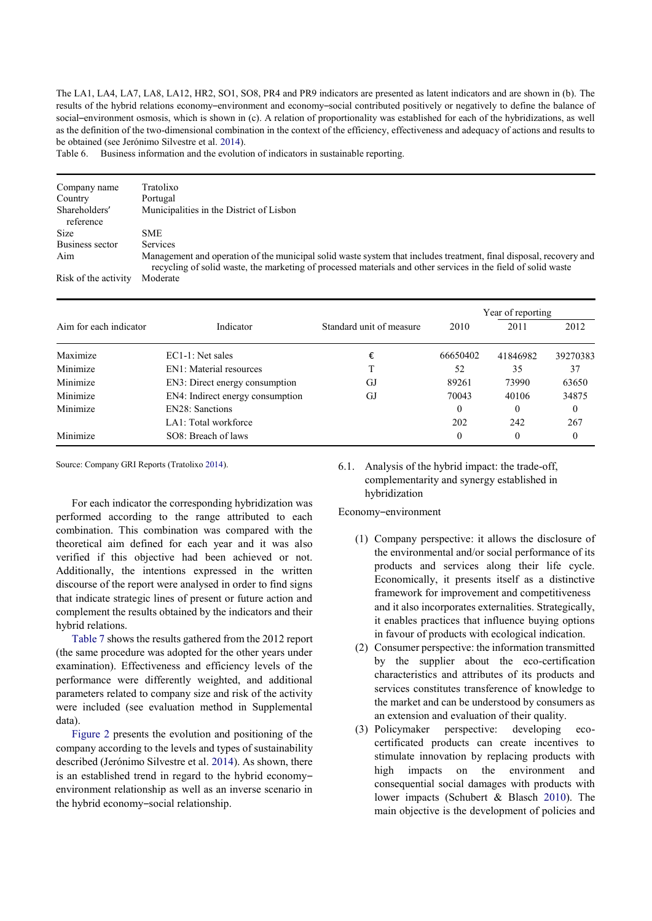The LA1, LA4, LA7, LA8, LA12, HR2, SO1, SO8, PR4 and PR9 indicators are presented as latent indicators and are shown in (b). The results of the hybrid relations economy–environment and economy–social contributed positively or negatively to define the balance of social–environment osmosis, which is shown in (c). A relation of proportionality was established for each of the hybridizations, as well as the definition of the two-dimensional combination in the context of the efficiency, effectiveness and adequacy of actions and results to be obtained (see Jerónimo Silvestre et al. 2014).

Table 6. Business information and the evolution of indicators in sustainable reporting.

| | |
|---|---|
| Company name | Tratolixo |
| Country | Portugal |
| Shareholders' reference | Municipalities in the District of Lisbon |
| Size | SME |
| Business sector | Services |
| Aim | Management and operation of the municipal solid waste system that includes treatment, final disposal, recovery and recycling of solid waste, the marketing of processed materials and other services in the field of solid waste |
| Risk of the activity | Moderate |

| Aim for each indicator | Indicator | Standard unit of measure | Year of reporting 2010 | 2011 | 2012 |
|---|---|---|---|---|---|
| Maximize | EC1-1: Net sales | € | 66650402 | 41846982 | 39270383 |
| Minimize | EN1: Material resources | T | 52 | 35 | 37 |
| Minimize | EN3: Direct energy consumption | GJ | 89261 | 73990 | 63650 |
| Minimize | EN4: Indirect energy consumption | GJ | 70043 | 40106 | 34875 |
| Minimize | EN28: Sanctions | | 0 | 0 | 0 |
| | LA1: Total workforce | | 202 | 242 | 267 |
| Minimize | SO8: Breach of laws | | 0 | 0 | 0 |

Source: Company GRI Reports (Tratolixo 2014).

For each indicator the corresponding hybridization was performed according to the range attributed to each combination. This combination was compared with the theoretical aim defined for each year and it was also verified if this objective had been achieved or not. Additionally, the intentions expressed in the written discourse of the report were analysed in order to find signs that indicate strategic lines of present or future action and complement the results obtained by the indicators and their hybrid relations.

Table 7 shows the results gathered from the 2012 report (the same procedure was adopted for the other years under examination). Effectiveness and efficiency levels of the performance were differently weighted, and additional parameters related to company size and risk of the activity were included (see evaluation method in Supplemental data).

Figure 2 presents the evolution and positioning of the company according to the levels and types of sustainability described (Jerónimo Silvestre et al. 2014). As shown, there is an established trend in regard to the hybrid economy–environment relationship as well as an inverse scenario in the hybrid economy–social relationship.

## 6.1. Analysis of the hybrid impact: the trade-off, complementarity and synergy established in hybridization

Economy–environment

1. Company perspective: it allows the disclosure of the environmental and/or social performance of its products and services along their life cycle. Economically, it presents itself as a distinctive framework for improvement and competitiveness and it also incorporates externalities. Strategically, it enables practices that influence buying options in favour of products with ecological indication.
2. Consumer perspective: the information transmitted by the supplier about the eco-certification characteristics and attributes of its products and services constitutes transference of knowledge to the market and can be understood by consumers as an extension and evaluation of their quality.
3. Policymaker perspective: developing eco-certificated products can create incentives to stimulate innovation by replacing products with high impacts on the environment and consequential social damages with products with lower impacts (Schubert & Blasch 2010). The main objective is the development of policies and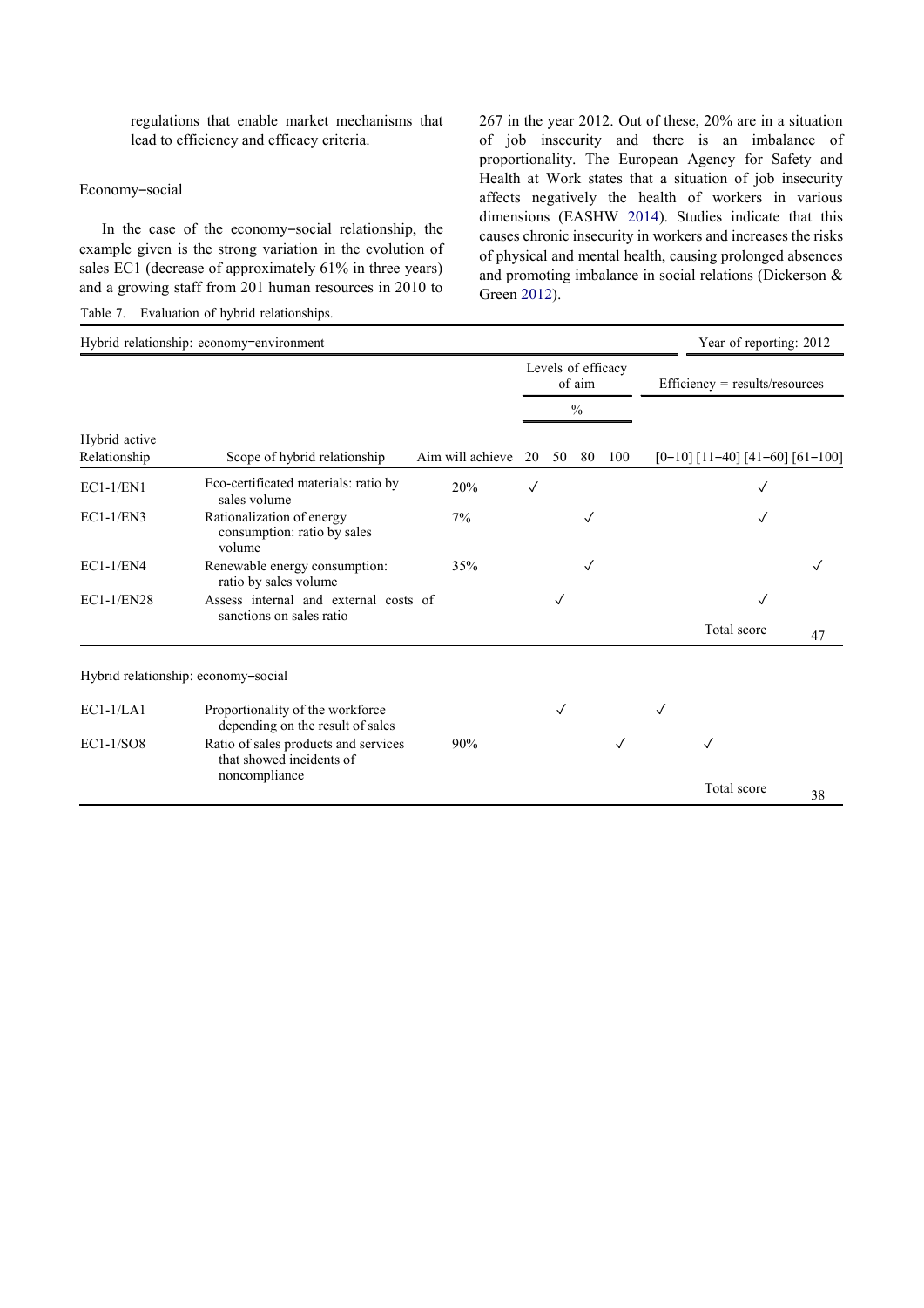regulations that enable market mechanisms that lead to efficiency and efficacy criteria.

### Economy–social

In the case of the economy–social relationship, the example given is the strong variation in the evolution of sales EC1 (decrease of approximately 61% in three years) and a growing staff from 201 human resources in 2010 to 267 in the year 2012. Out of these, 20% are in a situation of job insecurity and there is an imbalance of proportionality. The European Agency for Safety and Health at Work states that a situation of job insecurity affects negatively the health of workers in various dimensions (EASHW 2014). Studies indicate that this causes chronic insecurity in workers and increases the risks of physical and mental health, causing prolonged absences and promoting imbalance in social relations (Dickerson & Green 2012).

Table 7. Evaluation of hybrid relationships.

| Hybrid relationship: economy–environment | | | | | | | | | | | Year of reporting: 2012 |
|---|---|---|---|---|---|---|---|---|---|---|---|
| | | | Levels of efficacy of aim (%) | | | | Efficiency = results/resources | | | | |
| Hybrid active Relationship | Scope of hybrid relationship | Aim will achieve | 20 | 50 | 80 | 100 | [0–10] | [11–40] | [41–60] | [61–100] | |
| EC1-1/EN1 | Eco-certificated materials: ratio by sales volume | 20% | ✓ | | | | | | ✓ | | |
| EC1-1/EN3 | Rationalization of energy consumption: ratio by sales volume | 7% | | | ✓ | | | | ✓ | | |
| EC1-1/EN4 | Renewable energy consumption: ratio by sales volume | 35% | | | ✓ | | | | | ✓ | |
| EC1-1/EN28 | Assess internal and external costs of sanctions on sales ratio | | | ✓ | | | | | ✓ | | |
| | | | | | | | | | Total score | 47 | |
| **Hybrid relationship: economy–social** | | | | | | | | | | | |
| EC1-1/LA1 | Proportionality of the workforce depending on the result of sales | | | ✓ | | | ✓ | | | | |
| EC1-1/SO8 | Ratio of sales products and services that showed incidents of noncompliance | 90% | | | | ✓ | | ✓ | | | |
| | | | | | | | | | Total score | 38 | |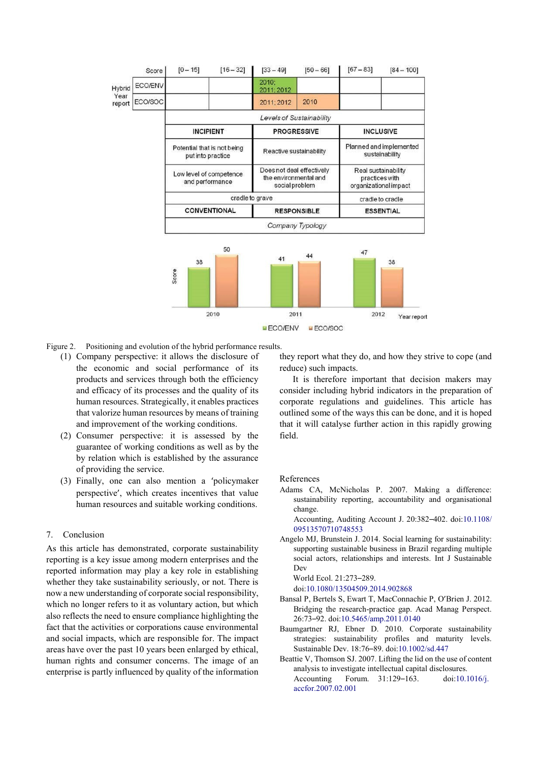| Score | | [0 – 15] | [16 – 32] | [33 – 49] | [50 – 66] | [67 – 83] | [84 – 100] |
|---|---|---|---|---|---|---|---|
| Hybrid Year report | ECO/ENV | | | 2010; 2011; 2012 | | | |
| | ECO/SOC | | | 2011; 2012 | 2010 | | |
| | | *Levels of Sustainability* | | | | | |
| | | INCIPIENT | | PROGRESSIVE | | INCLUSIVE | |
| | | Potential that is not being put into practice | | Reactive sustainability | | Planned and implemented sustainability | |
| | | Low level of competence and performance | | Does not deal effectively the environmental and social problem | | Real sustainability practices with organizational impact | |
| | | cradle to grave | | | | cradle to cradle | |
| | | CONVENTIONAL | | RESPONSIBLE | | ESSENTIAL | |
| | | *Company Typology* | | | | | |

| Year report | ECO/ENV | ECO/SOC |
|---|---|---|
| 2010 | 38 | 50 |
| 2011 | 41 | 44 |
| 2012 | 47 | 38 |

Figure 2. Positioning and evolution of the hybrid performance results.

(1) Company perspective: it allows the disclosure of the economic and social performance of its products and services through both the efficiency and efficacy of its processes and the quality of its human resources. Strategically, it enables practices that valorize human resources by means of training and improvement of the working conditions.

(2) Consumer perspective: it is assessed by the guarantee of working conditions as well as by the by relation which is established by the assurance of providing the service.

(3) Finally, one can also mention a 'policymaker perspective', which creates incentives that value human resources and suitable working conditions.

## 7. Conclusion

As this article has demonstrated, corporate sustainability reporting is a key issue among modern enterprises and the reported information may play a key role in establishing whether they take sustainability seriously, or not. There is now a new understanding of corporate social responsibility, which no longer refers to it as voluntary action, but which also reflects the need to ensure compliance highlighting the fact that the activities or corporations cause environmental and social impacts, which are responsible for. The impact areas have over the past 10 years been enlarged by ethical, human rights and consumer concerns. The image of an enterprise is partly influenced by quality of the information they report what they do, and how they strive to cope (and reduce) such impacts.

It is therefore important that decision makers may consider including hybrid indicators in the preparation of corporate regulations and guidelines. This article has outlined some of the ways this can be done, and it is hoped that it will catalyse further action in this rapidly growing field.

## References

Adams CA, McNicholas P. 2007. Making a difference: sustainability reporting, accountability and organisational change. Accounting, Auditing Account J. 20:382–402. doi:10.1108/09513570710748553

Angelo MJ, Brunstein J. 2014. Social learning for sustainability: supporting sustainable business in Brazil regarding multiple social actors, relationships and interests. Int J Sustainable Dev World Ecol. 21:273–289. doi:10.1080/13504509.2014.902868

Bansal P, Bertels S, Ewart T, MacConnachie P, O'Brien J. 2012. Bridging the research-practice gap. Acad Manag Perspect. 26:73–92. doi:10.5465/amp.2011.0140

Baumgartner RJ, Ebner D. 2010. Corporate sustainability strategies: sustainability profiles and maturity levels. Sustainable Dev. 18:76–89. doi:10.1002/sd.447

Beattie V, Thomson SJ. 2007. Lifting the lid on the use of content analysis to investigate intellectual capital disclosures. Accounting Forum. 31:129–163. doi:10.1016/j.accfor.2007.02.001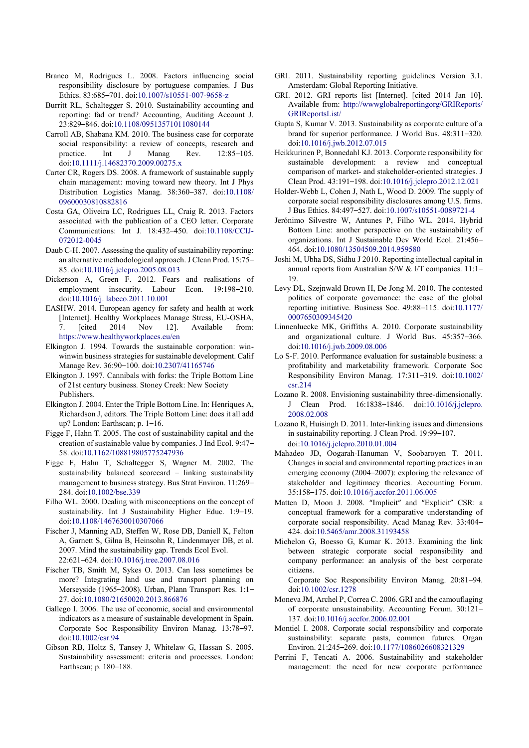Branco M, Rodrigues L. 2008. Factors influencing social responsibility disclosure by portuguese companies. J Bus Ethics. 83:685–701. doi:10.1007/s10551-007-9658-z

Burritt RL, Schaltegger S. 2010. Sustainability accounting and reporting: fad or trend? Accounting, Auditing Account J. 23:829–846. doi:10.1108/09513571011080144

Carroll AB, Shabana KM. 2010. The business case for corporate social responsibility: a review of concepts, research and practice. Int J Manag Rev. 12:85–105. doi:10.1111/j.14682370.2009.00275.x

Carter CR, Rogers DS. 2008. A framework of sustainable supply chain management: moving toward new theory. Int J Phys Distribution Logistics Manag. 38:360–387. doi:10.1108/09600030810882816

Costa GA, Oliveira LC, Rodrigues LL, Craig R. 2013. Factors associated with the publication of a CEO letter. Corporate Communications: Int J. 18:432–450. doi:10.1108/CCIJ-072012-0045

Daub C-H. 2007. Assessing the quality of sustainability reporting: an alternative methodological approach. J Clean Prod. 15:75–85. doi:10.1016/j.jclepro.2005.08.013

Dickerson A, Green F. 2012. Fears and realisations of employment insecurity. Labour Econ. 19:198–210. doi:10.1016/j. labeco.2011.10.001

EASHW. 2014. European agency for safety and health at work [Internet]. Healthy Workplaces Manage Stress, EU-OSHA, 7. [cited 2014 Nov 12]. Available from: https://www.healthyworkplaces.eu/en

Elkington J. 1994. Towards the sustainable corporation: win-winwin business strategies for sustainable development. Calif Manage Rev. 36:90–100. doi:10.2307/41165746

Elkington J. 1997. Cannibals with forks: the Triple Bottom Line of 21st century business. Stoney Creek: New Society Publishers.

Elkington J. 2004. Enter the Triple Bottom Line. In: Henriques A, Richardson J, editors. The Triple Bottom Line: does it all add up? London: Earthscan; p. 1–16.

Figge F, Hahn T. 2005. The cost of sustainability capital and the creation of sustainable value by companies. J Ind Ecol. 9:47–58. doi:10.1162/108819805775247936

Figge F, Hahn T, Schaltegger S, Wagner M. 2002. The sustainability balanced scorecard – linking sustainability management to business strategy. Bus Strat Environ. 11:269–284. doi:10.1002/bse.339

Filho WL. 2000. Dealing with misconceptions on the concept of sustainability. Int J Sustainability Higher Educ. 1:9–19. doi:10.1108/1467630010307066

Fischer J, Manning AD, Steffen W, Rose DB, Daniell K, Felton A, Garnett S, Gilna B, Heinsohn R, Lindenmayer DB, et al. 2007. Mind the sustainability gap. Trends Ecol Evol. 22:621–624. doi:10.1016/j.tree.2007.08.016

Fischer TB, Smith M, Sykes O. 2013. Can less sometimes be more? Integrating land use and transport planning on Merseyside (1965–2008). Urban, Plann Transport Res. 1:1–27. doi:10.1080/21650020.2013.866876

Gallego I. 2006. The use of economic, social and environmental indicators as a measure of sustainable development in Spain. Corporate Soc Responsibility Environ Manag. 13:78–97. doi:10.1002/csr.94

Gibson RB, Holtz S, Tansey J, Whitelaw G, Hassan S. 2005. Sustainability assessment: criteria and processes. London: Earthscan; p. 180–188.

GRI. 2011. Sustainability reporting guidelines Version 3.1. Amsterdam: Global Reporting Initiative.

GRI. 2012. GRI reports list [Internet]. [cited 2014 Jan 10]. Available from: http://wwwglobalreportingorg/GRIReports/GRIReportsList/

Gupta S, Kumar V. 2013. Sustainability as corporate culture of a brand for superior performance. J World Bus. 48:311–320. doi:10.1016/j.jwb.2012.07.015

Heikkurinen P, Bonnedahl KJ. 2013. Corporate responsibility for sustainable development: a review and conceptual comparison of market- and stakeholder-oriented strategies. J Clean Prod. 43:191–198. doi:10.1016/j.jclepro.2012.12.021

Holder-Webb L, Cohen J, Nath L, Wood D. 2009. The supply of corporate social responsibility disclosures among U.S. firms. J Bus Ethics. 84:497–527. doi:10.1007/s10551-0089721-4

Jerónimo Silvestre W, Antunes P, Filho WL. 2014. Hybrid Bottom Line: another perspective on the sustainability of organizations. Int J Sustainable Dev World Ecol. 21:456–464. doi:10.1080/13504509.2014.959580

Joshi M, Ubha DS, Sidhu J 2010. Reporting intellectual capital in annual reports from Australian S/W & I/T companies. 11:1–19.

Levy DL, Szejnwald Brown H, De Jong M. 2010. The contested politics of corporate governance: the case of the global reporting initiative. Business Soc. 49:88–115. doi:10.1177/0007650309345420

Linnenluecke MK, Griffiths A. 2010. Corporate sustainability and organizational culture. J World Bus. 45:357–366. doi:10.1016/j.jwb.2009.08.006

Lo S-F. 2010. Performance evaluation for sustainable business: a profitability and marketability framework. Corporate Soc Responsibility Environ Manag. 17:311–319. doi:10.1002/csr.214

Lozano R. 2008. Envisioning sustainability three-dimensionally. J Clean Prod. 16:1838–1846. doi:10.1016/j.jclepro.2008.02.008

Lozano R, Huisingh D. 2011. Inter-linking issues and dimensions in sustainability reporting. J Clean Prod. 19:99–107. doi:10.1016/j.jclepro.2010.01.004

Mahadeo JD, Oogarah-Hanuman V, Soobaroyen T. 2011. Changes in social and environmental reporting practices in an emerging economy (2004–2007): exploring the relevance of stakeholder and legitimacy theories. Accounting Forum. 35:158–175. doi:10.1016/j.accfor.2011.06.005

Matten D, Moon J. 2008. "Implicit" and "Explicit" CSR: a conceptual framework for a comparative understanding of corporate social responsibility. Acad Manag Rev. 33:404–424. doi:10.5465/amr.2008.31193458

Michelon G, Boesso G, Kumar K. 2013. Examining the link between strategic corporate social responsibility and company performance: an analysis of the best corporate citizens.
Corporate Soc Responsibility Environ Manag. 20:81–94. doi:10.1002/csr.1278

Moneva JM, Archel P, Correa C. 2006. GRI and the camouflaging of corporate unsustainability. Accounting Forum. 30:121–137. doi:10.1016/j.accfor.2006.02.001

Montiel I. 2008. Corporate social responsibility and corporate sustainability: separate pasts, common futures. Organ Environ. 21:245–269. doi:10.1177/1086026608321329

Perrini F, Tencati A. 2006. Sustainability and stakeholder management: the need for new corporate performance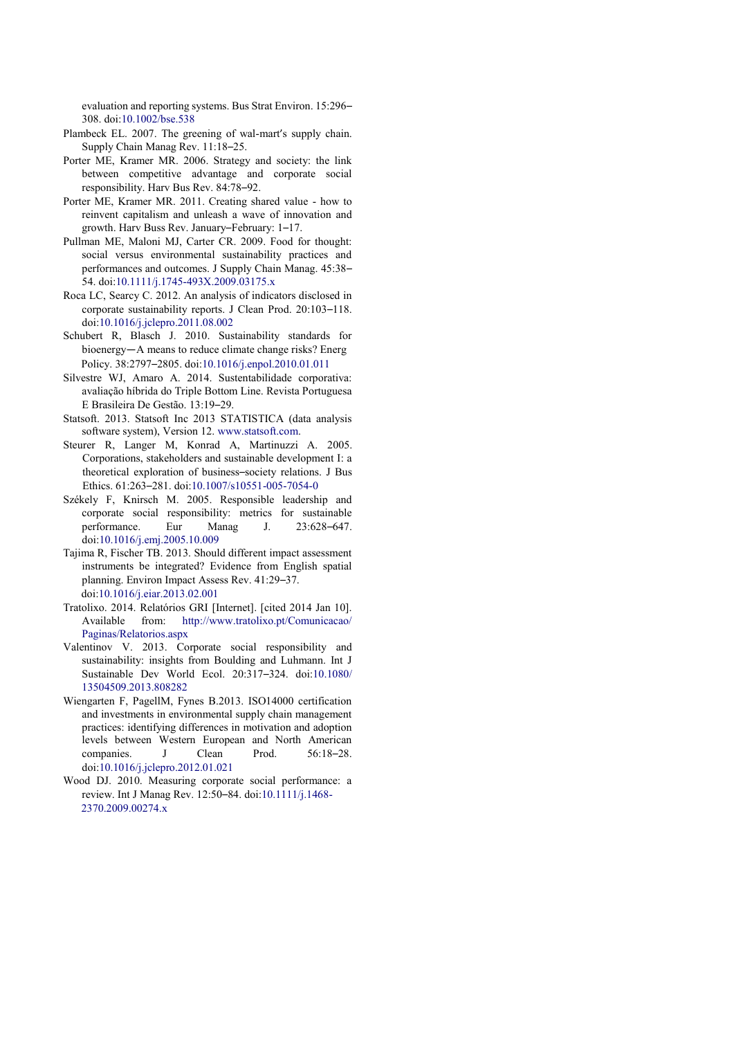evaluation and reporting systems. Bus Strat Environ. 15:296–308. doi:10.1002/bse.538

Plambeck EL. 2007. The greening of wal-mart′s supply chain. Supply Chain Manag Rev. 11:18–25.

Porter ME, Kramer MR. 2006. Strategy and society: the link between competitive advantage and corporate social responsibility. Harv Bus Rev. 84:78–92.

Porter ME, Kramer MR. 2011. Creating shared value - how to reinvent capitalism and unleash a wave of innovation and growth. Harv Buss Rev. January–February: 1–17.

Pullman ME, Maloni MJ, Carter CR. 2009. Food for thought: social versus environmental sustainability practices and performances and outcomes. J Supply Chain Manag. 45:38–54. doi:10.1111/j.1745-493X.2009.03175.x

Roca LC, Searcy C. 2012. An analysis of indicators disclosed in corporate sustainability reports. J Clean Prod. 20:103–118. doi:10.1016/j.jclepro.2011.08.002

Schubert R, Blasch J. 2010. Sustainability standards for bioenergy—A means to reduce climate change risks? Energ Policy. 38:2797–2805. doi:10.1016/j.enpol.2010.01.011

Silvestre WJ, Amaro A. 2014. Sustentabilidade corporativa: avaliação híbrida do Triple Bottom Line. Revista Portuguesa E Brasileira De Gestão. 13:19–29.

Statsoft. 2013. Statsoft Inc 2013 STATISTICA (data analysis software system), Version 12. www.statsoft.com.

Steurer R, Langer M, Konrad A, Martinuzzi A. 2005. Corporations, stakeholders and sustainable development I: a theoretical exploration of business–society relations. J Bus Ethics. 61:263–281. doi:10.1007/s10551-005-7054-0

Székely F, Knirsch M. 2005. Responsible leadership and corporate social responsibility: metrics for sustainable performance. Eur Manag J. 23:628–647. doi:10.1016/j.emj.2005.10.009

Tajima R, Fischer TB. 2013. Should different impact assessment instruments be integrated? Evidence from English spatial planning. Environ Impact Assess Rev. 41:29–37. doi:10.1016/j.eiar.2013.02.001

Tratolixo. 2014. Relatórios GRI [Internet]. [cited 2014 Jan 10]. Available from: http://www.tratolixo.pt/Comunicacao/Paginas/Relatorios.aspx

Valentinov V. 2013. Corporate social responsibility and sustainability: insights from Boulding and Luhmann. Int J Sustainable Dev World Ecol. 20:317–324. doi:10.1080/13504509.2013.808282

Wiengarten F, PagellM, Fynes B.2013. ISO14000 certification and investments in environmental supply chain management practices: identifying differences in motivation and adoption levels between Western European and North American companies. J Clean Prod. 56:18–28. doi:10.1016/j.jclepro.2012.01.021

Wood DJ. 2010. Measuring corporate social performance: a review. Int J Manag Rev. 12:50–84. doi:10.1111/j.1468-2370.2009.00274.x